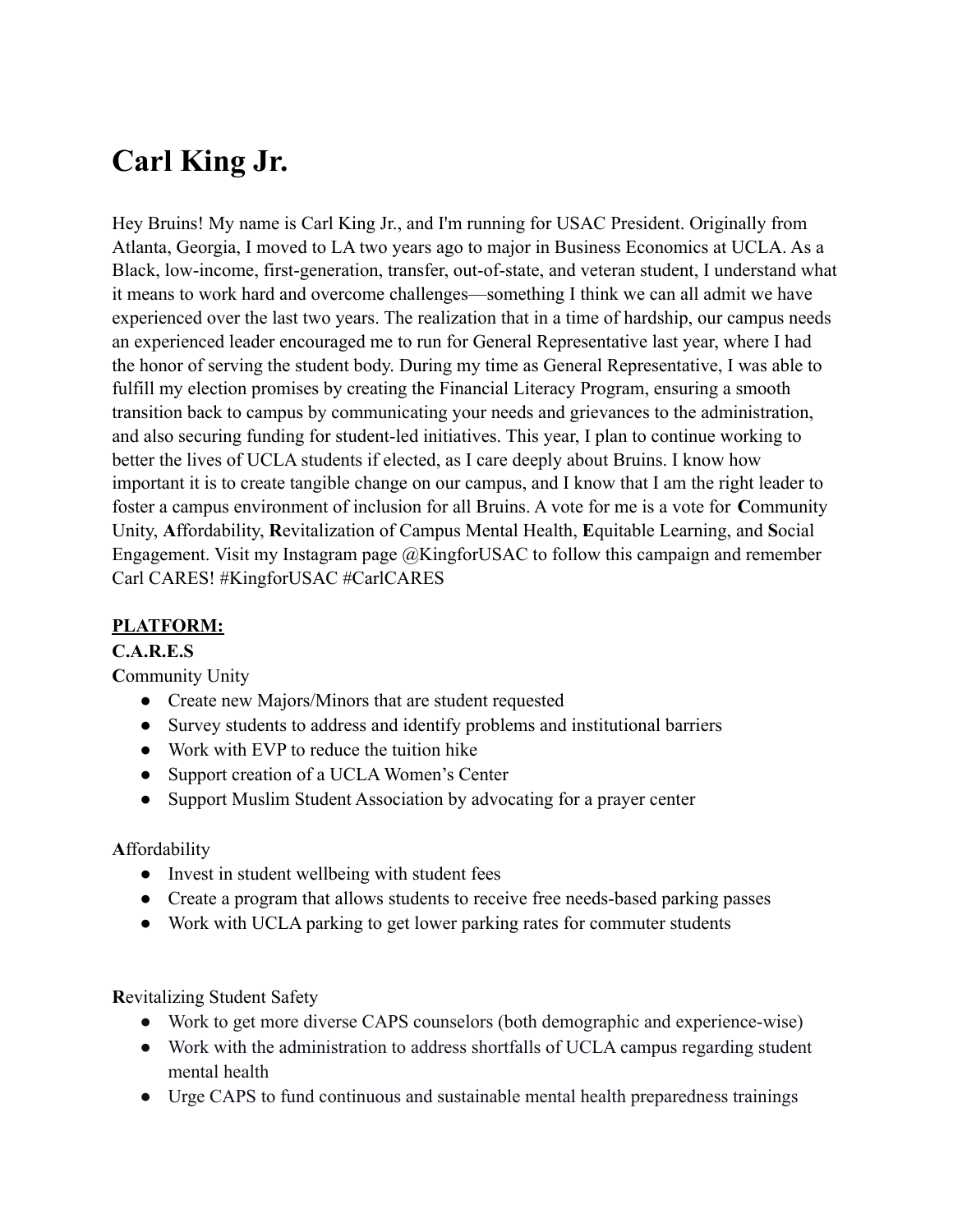# Carl King Jr.

Hey Bruins! My name is Carl King Jr., and I'm running for USAC President. Originally from Atlanta, Georgia, I moved to LA two years ago to major in Business Economics at UCLA. As a Black, low-income, first-generation, transfer, out-of-state, and veteran student, I understand what it means to work hard and overcome challenges—something I think we can all admit we have experienced over the last two years. The realization that in a time of hardship, our campus needs an experienced leader encouraged me to run for General Representative last year, where I had the honor of serving the student body. During my time as General Representative, I was able to fulfill my election promises by creating the Financial Literacy Program, ensuring a smooth transition back to campus by communicating your needs and grievances to the administration, and also securing funding for student-led initiatives. This year, I plan to continue working to better the lives of UCLA students if elected, as I care deeply about Bruins. I know how important it is to create tangible change on our campus, and I know that I am the right leader to foster a campus environment of inclusion for all Bruins. A vote for me is a vote for **C**ommunity Unity, **A**ffordability, **R**evitalization of Campus Mental Health, **E**quitable Learning, and **S**ocial Engagement. Visit my Instagram page @KingforUSAC to follow this campaign and remember Carl CARES! #KingforUSAC #CarlCARES

<u>**PLATFORM:**</u>

**C.A.R.E.S**

**C**ommunity Unity

- Create new Majors/Minors that are student requested
- Survey students to address and identify problems and institutional barriers
- Work with EVP to reduce the tuition hike
- Support creation of a UCLA Women's Center
- Support Muslim Student Association by advocating for a prayer center

**A**ffordability

- Invest in student wellbeing with student fees
- Create a program that allows students to receive free needs-based parking passes
- Work with UCLA parking to get lower parking rates for commuter students

**R**evitalizing Student Safety

- Work to get more diverse CAPS counselors (both demographic and experience-wise)
- Work with the administration to address shortfalls of UCLA campus regarding student mental health
- Urge CAPS to fund continuous and sustainable mental health preparedness trainings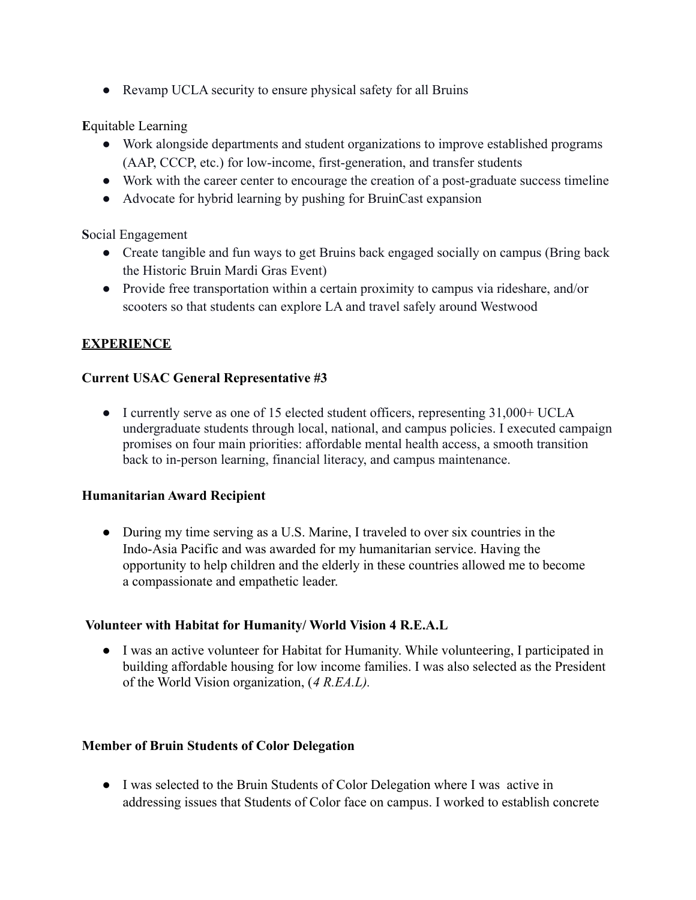- Revamp UCLA security to ensure physical safety for all Bruins

**E**quitable Learning

- Work alongside departments and student organizations to improve established programs (AAP, CCCP, etc.) for low-income, first-generation, and transfer students
- Work with the career center to encourage the creation of a post-graduate success timeline
- Advocate for hybrid learning by pushing for BruinCast expansion

**S**ocial Engagement

- Create tangible and fun ways to get Bruins back engaged socially on campus (Bring back the Historic Bruin Mardi Gras Event)
- Provide free transportation within a certain proximity to campus via rideshare, and/or scooters so that students can explore LA and travel safely around Westwood

## <u>**EXPERIENCE**</u>

**Current USAC General Representative #3**

- I currently serve as one of 15 elected student officers, representing 31,000+ UCLA undergraduate students through local, national, and campus policies. I executed campaign promises on four main priorities: affordable mental health access, a smooth transition back to in-person learning, financial literacy, and campus maintenance.

**Humanitarian Award Recipient**

- During my time serving as a U.S. Marine, I traveled to over six countries in the Indo-Asia Pacific and was awarded for my humanitarian service. Having the opportunity to help children and the elderly in these countries allowed me to become a compassionate and empathetic leader.

**Volunteer with Habitat for Humanity/ World Vision 4 R.E.A.L**

- I was an active volunteer for Habitat for Humanity. While volunteering, I participated in building affordable housing for low income families. I was also selected as the President of the World Vision organization, (*4 R.EA.L).*

**Member of Bruin Students of Color Delegation**

- I was selected to the Bruin Students of Color Delegation where I was active in addressing issues that Students of Color face on campus. I worked to establish concrete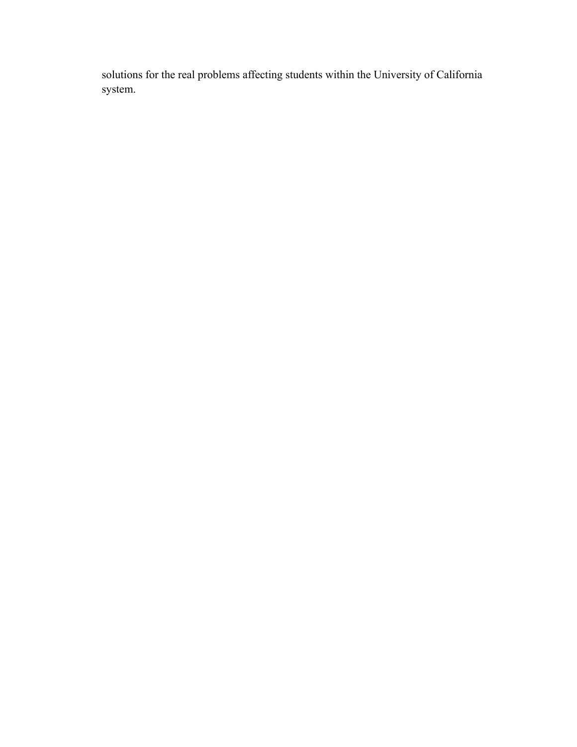solutions for the real problems affecting students within the University of California system.